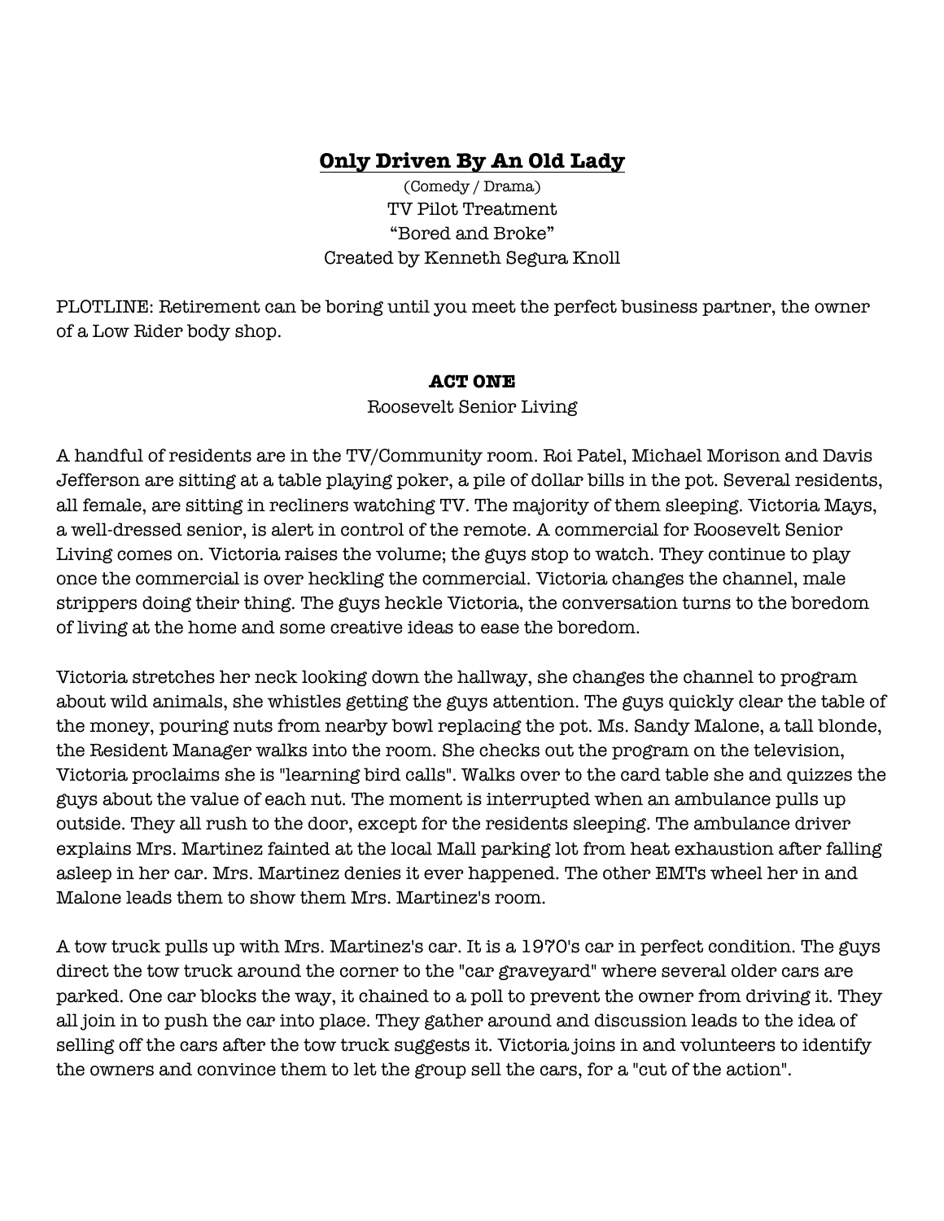# **Only Driven By An Old Lady**

(Comedy / Drama)
TV Pilot Treatment
“Bored and Broke”
Created by Kenneth Segura Knoll

PLOTLINE: Retirement can be boring until you meet the perfect business partner, the owner of a Low Rider body shop.

## **ACT ONE**

Roosevelt Senior Living

A handful of residents are in the TV/Community room. Roi Patel, Michael Morison and Davis Jefferson are sitting at a table playing poker, a pile of dollar bills in the pot. Several residents, all female, are sitting in recliners watching TV. The majority of them sleeping. Victoria Mays, a well-dressed senior, is alert in control of the remote. A commercial for Roosevelt Senior Living comes on. Victoria raises the volume; the guys stop to watch. They continue to play once the commercial is over heckling the commercial. Victoria changes the channel, male strippers doing their thing. The guys heckle Victoria, the conversation turns to the boredom of living at the home and some creative ideas to ease the boredom.

Victoria stretches her neck looking down the hallway, she changes the channel to program about wild animals, she whistles getting the guys attention. The guys quickly clear the table of the money, pouring nuts from nearby bowl replacing the pot. Ms. Sandy Malone, a tall blonde, the Resident Manager walks into the room. She checks out the program on the television, Victoria proclaims she is "learning bird calls". Walks over to the card table she and quizzes the guys about the value of each nut. The moment is interrupted when an ambulance pulls up outside. They all rush to the door, except for the residents sleeping. The ambulance driver explains Mrs. Martinez fainted at the local Mall parking lot from heat exhaustion after falling asleep in her car. Mrs. Martinez denies it ever happened. The other EMTs wheel her in and Malone leads them to show them Mrs. Martinez's room.

A tow truck pulls up with Mrs. Martinez's car. It is a 1970's car in perfect condition. The guys direct the tow truck around the corner to the "car graveyard" where several older cars are parked. One car blocks the way, it chained to a poll to prevent the owner from driving it. They all join in to push the car into place. They gather around and discussion leads to the idea of selling off the cars after the tow truck suggests it. Victoria joins in and volunteers to identify the owners and convince them to let the group sell the cars, for a "cut of the action".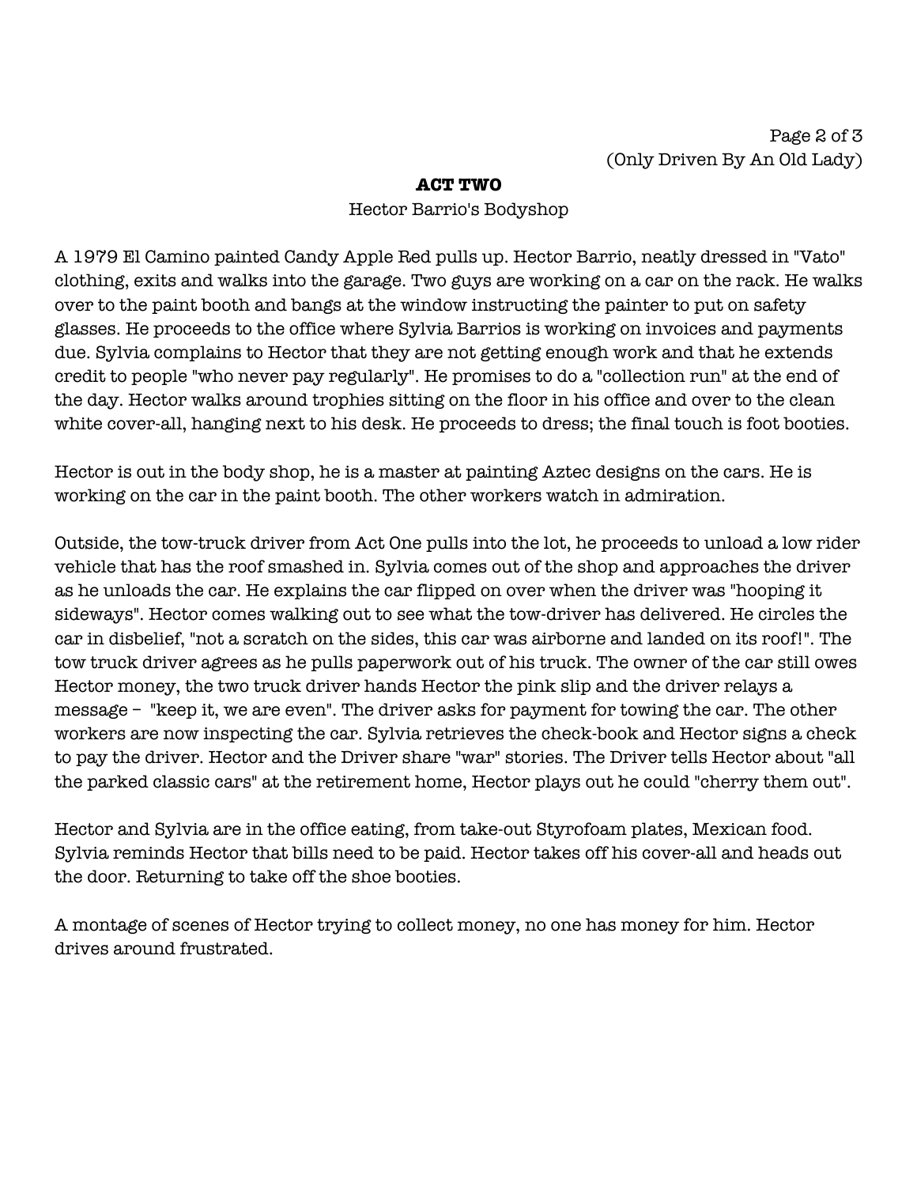## ACT TWO

Hector Barrio's Bodyshop

A 1979 El Camino painted Candy Apple Red pulls up. Hector Barrio, neatly dressed in "Vato" clothing, exits and walks into the garage. Two guys are working on a car on the rack. He walks over to the paint booth and bangs at the window instructing the painter to put on safety glasses. He proceeds to the office where Sylvia Barrios is working on invoices and payments due. Sylvia complains to Hector that they are not getting enough work and that he extends credit to people "who never pay regularly". He promises to do a "collection run" at the end of the day. Hector walks around trophies sitting on the floor in his office and over to the clean white cover-all, hanging next to his desk. He proceeds to dress; the final touch is foot booties.

Hector is out in the body shop, he is a master at painting Aztec designs on the cars. He is working on the car in the paint booth. The other workers watch in admiration.

Outside, the tow-truck driver from Act One pulls into the lot, he proceeds to unload a low rider vehicle that has the roof smashed in. Sylvia comes out of the shop and approaches the driver as he unloads the car. He explains the car flipped on over when the driver was "hooping it sideways". Hector comes walking out to see what the tow-driver has delivered. He circles the car in disbelief, "not a scratch on the sides, this car was airborne and landed on its roof!". The tow truck driver agrees as he pulls paperwork out of his truck. The owner of the car still owes Hector money, the two truck driver hands Hector the pink slip and the driver relays a message – "keep it, we are even". The driver asks for payment for towing the car. The other workers are now inspecting the car. Sylvia retrieves the check-book and Hector signs a check to pay the driver. Hector and the Driver share "war" stories. The Driver tells Hector about "all the parked classic cars" at the retirement home, Hector plays out he could "cherry them out".

Hector and Sylvia are in the office eating, from take-out Styrofoam plates, Mexican food. Sylvia reminds Hector that bills need to be paid. Hector takes off his cover-all and heads out the door. Returning to take off the shoe booties.

A montage of scenes of Hector trying to collect money, no one has money for him. Hector drives around frustrated.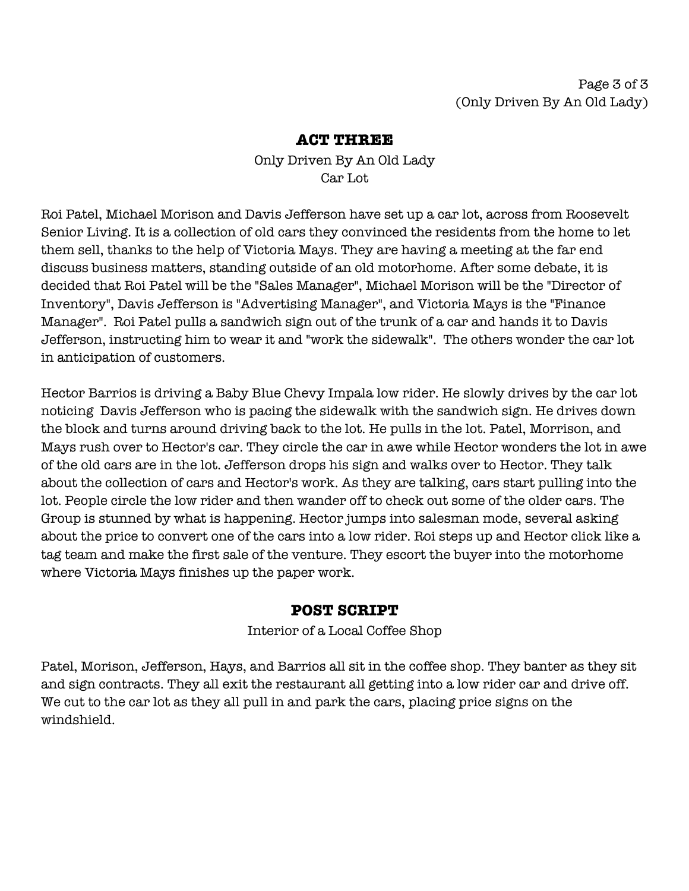## ACT THREE

Only Driven By An Old Lady
Car Lot

Roi Patel, Michael Morison and Davis Jefferson have set up a car lot, across from Roosevelt Senior Living. It is a collection of old cars they convinced the residents from the home to let them sell, thanks to the help of Victoria Mays. They are having a meeting at the far end discuss business matters, standing outside of an old motorhome. After some debate, it is decided that Roi Patel will be the "Sales Manager", Michael Morison will be the "Director of Inventory", Davis Jefferson is "Advertising Manager", and Victoria Mays is the "Finance Manager". Roi Patel pulls a sandwich sign out of the trunk of a car and hands it to Davis Jefferson, instructing him to wear it and "work the sidewalk". The others wonder the car lot in anticipation of customers.

Hector Barrios is driving a Baby Blue Chevy Impala low rider. He slowly drives by the car lot noticing Davis Jefferson who is pacing the sidewalk with the sandwich sign. He drives down the block and turns around driving back to the lot. He pulls in the lot. Patel, Morrison, and Mays rush over to Hector's car. They circle the car in awe while Hector wonders the lot in awe of the old cars are in the lot. Jefferson drops his sign and walks over to Hector. They talk about the collection of cars and Hector's work. As they are talking, cars start pulling into the lot. People circle the low rider and then wander off to check out some of the older cars. The Group is stunned by what is happening. Hector jumps into salesman mode, several asking about the price to convert one of the cars into a low rider. Roi steps up and Hector click like a tag team and make the first sale of the venture. They escort the buyer into the motorhome where Victoria Mays finishes up the paper work.

## POST SCRIPT

Interior of a Local Coffee Shop

Patel, Morison, Jefferson, Hays, and Barrios all sit in the coffee shop. They banter as they sit and sign contracts. They all exit the restaurant all getting into a low rider car and drive off. We cut to the car lot as they all pull in and park the cars, placing price signs on the windshield.